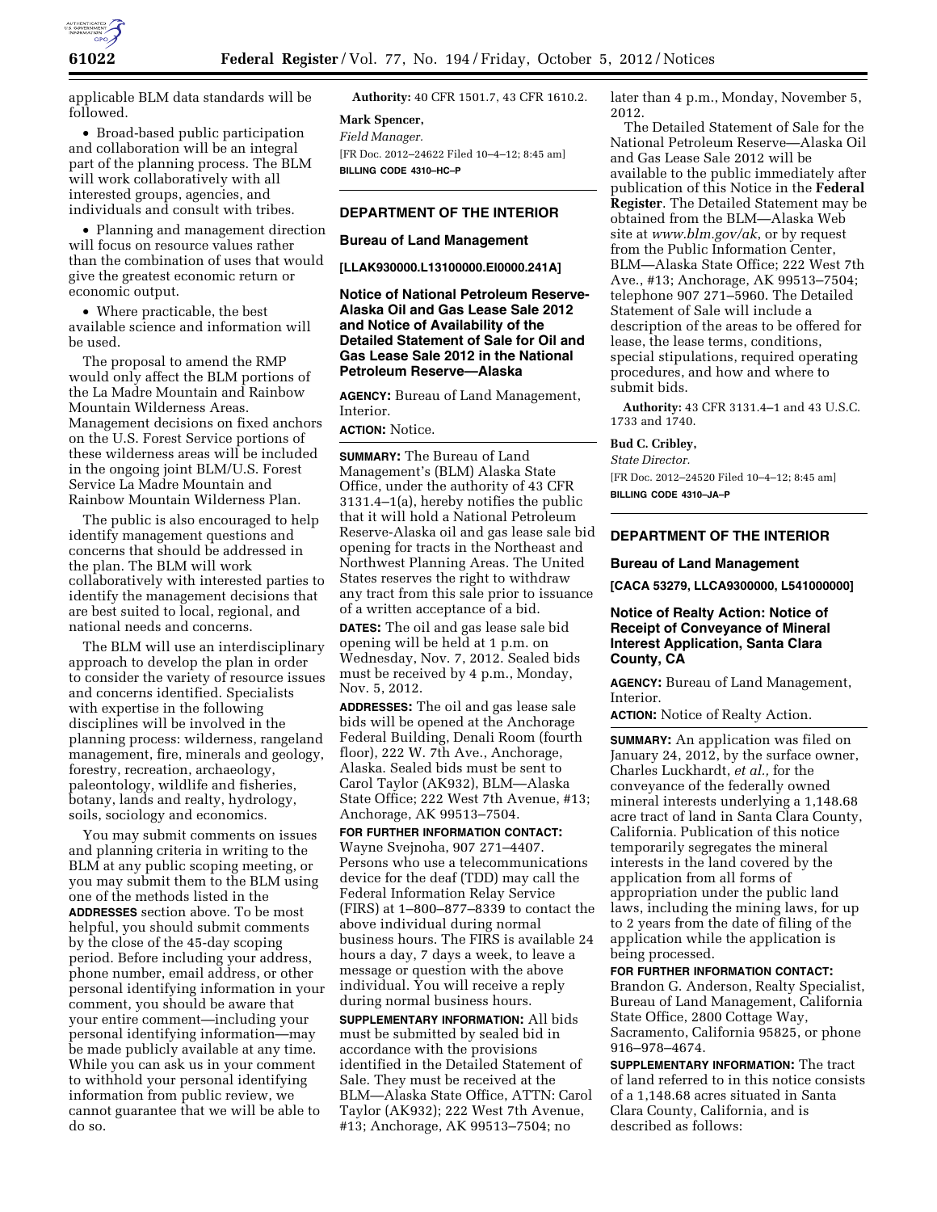applicable BLM data standards will be followed.

- Broad-based public participation and collaboration will be an integral part of the planning process. The BLM will work collaboratively with all interested groups, agencies, and individuals and consult with tribes.

- Planning and management direction will focus on resource values rather than the combination of uses that would give the greatest economic return or economic output.

- Where practicable, the best available science and information will be used.

The proposal to amend the RMP would only affect the BLM portions of the La Madre Mountain and Rainbow Mountain Wilderness Areas. Management decisions on fixed anchors on the U.S. Forest Service portions of these wilderness areas will be included in the ongoing joint BLM/U.S. Forest Service La Madre Mountain and Rainbow Mountain Wilderness Plan.

The public is also encouraged to help identify management questions and concerns that should be addressed in the plan. The BLM will work collaboratively with interested parties to identify the management decisions that are best suited to local, regional, and national needs and concerns.

The BLM will use an interdisciplinary approach to develop the plan in order to consider the variety of resource issues and concerns identified. Specialists with expertise in the following disciplines will be involved in the planning process: wilderness, rangeland management, fire, minerals and geology, forestry, recreation, archaeology, paleontology, wildlife and fisheries, botany, lands and realty, hydrology, soils, sociology and economics.

You may submit comments on issues and planning criteria in writing to the BLM at any public scoping meeting, or you may submit them to the BLM using one of the methods listed in the **ADDRESSES** section above. To be most helpful, you should submit comments by the close of the 45-day scoping period. Before including your address, phone number, email address, or other personal identifying information in your comment, you should be aware that your entire comment—including your personal identifying information—may be made publicly available at any time. While you can ask us in your comment to withhold your personal identifying information from public review, we cannot guarantee that we will be able to do so.

**Authority:** 40 CFR 1501.7, 43 CFR 1610.2.

**Mark Spencer,**

*Field Manager.*

[FR Doc. 2012–24622 Filed 10–4–12; 8:45 am]

**BILLING CODE 4310–HC–P**

---

## DEPARTMENT OF THE INTERIOR

### Bureau of Land Management

**[LLAK930000.L13100000.EI0000.241A]**

### Notice of National Petroleum Reserve-Alaska Oil and Gas Lease Sale 2012 and Notice of Availability of the Detailed Statement of Sale for Oil and Gas Lease Sale 2012 in the National Petroleum Reserve—Alaska

**AGENCY:** Bureau of Land Management, Interior.

**ACTION:** Notice.

**SUMMARY:** The Bureau of Land Management's (BLM) Alaska State Office, under the authority of 43 CFR 3131.4–1(a), hereby notifies the public that it will hold a National Petroleum Reserve-Alaska oil and gas lease sale bid opening for tracts in the Northeast and Northwest Planning Areas. The United States reserves the right to withdraw any tract from this sale prior to issuance of a written acceptance of a bid.

**DATES:** The oil and gas lease sale bid opening will be held at 1 p.m. on Wednesday, Nov. 7, 2012. Sealed bids must be received by 4 p.m., Monday, Nov. 5, 2012.

**ADDRESSES:** The oil and gas lease sale bids will be opened at the Anchorage Federal Building, Denali Room (fourth floor), 222 W. 7th Ave., Anchorage, Alaska. Sealed bids must be sent to Carol Taylor (AK932), BLM—Alaska State Office; 222 West 7th Avenue, #13; Anchorage, AK 99513–7504.

**FOR FURTHER INFORMATION CONTACT:** Wayne Svejnoha, 907 271–4407. Persons who use a telecommunications device for the deaf (TDD) may call the Federal Information Relay Service (FIRS) at 1–800–877–8339 to contact the above individual during normal business hours. The FIRS is available 24 hours a day, 7 days a week, to leave a message or question with the above individual. You will receive a reply during normal business hours.

**SUPPLEMENTARY INFORMATION:** All bids must be submitted by sealed bid in accordance with the provisions identified in the Detailed Statement of Sale. They must be received at the BLM—Alaska State Office, ATTN: Carol Taylor (AK932); 222 West 7th Avenue, #13; Anchorage, AK 99513–7504; no later than 4 p.m., Monday, November 5, 2012.

The Detailed Statement of Sale for the National Petroleum Reserve—Alaska Oil and Gas Lease Sale 2012 will be available to the public immediately after publication of this Notice in the **Federal Register**. The Detailed Statement may be obtained from the BLM—Alaska Web site at *www.blm.gov/ak*, or by request from the Public Information Center, BLM—Alaska State Office; 222 West 7th Ave., #13; Anchorage, AK 99513–7504; telephone 907 271–5960. The Detailed Statement of Sale will include a description of the areas to be offered for lease, the lease terms, conditions, special stipulations, required operating procedures, and how and where to submit bids.

**Authority:** 43 CFR 3131.4–1 and 43 U.S.C. 1733 and 1740.

**Bud C. Cribley,**

*State Director.*

[FR Doc. 2012–24520 Filed 10–4–12; 8:45 am]

**BILLING CODE 4310–JA–P**

---

## DEPARTMENT OF THE INTERIOR

### Bureau of Land Management

**[CACA 53279, LLCA9300000, L541000000]**

### Notice of Realty Action: Notice of Receipt of Conveyance of Mineral Interest Application, Santa Clara County, CA

**AGENCY:** Bureau of Land Management, Interior.

**ACTION:** Notice of Realty Action.

**SUMMARY:** An application was filed on January 24, 2012, by the surface owner, Charles Luckhardt, *et al.,* for the conveyance of the federally owned mineral interests underlying a 1,148.68 acre tract of land in Santa Clara County, California. Publication of this notice temporarily segregates the mineral interests in the land covered by the application from all forms of appropriation under the public land laws, including the mining laws, for up to 2 years from the date of filing of the application while the application is being processed.

**FOR FURTHER INFORMATION CONTACT:** Brandon G. Anderson, Realty Specialist, Bureau of Land Management, California State Office, 2800 Cottage Way, Sacramento, California 95825, or phone 916–978–4674.

**SUPPLEMENTARY INFORMATION:** The tract of land referred to in this notice consists of a 1,148.68 acres situated in Santa Clara County, California, and is described as follows: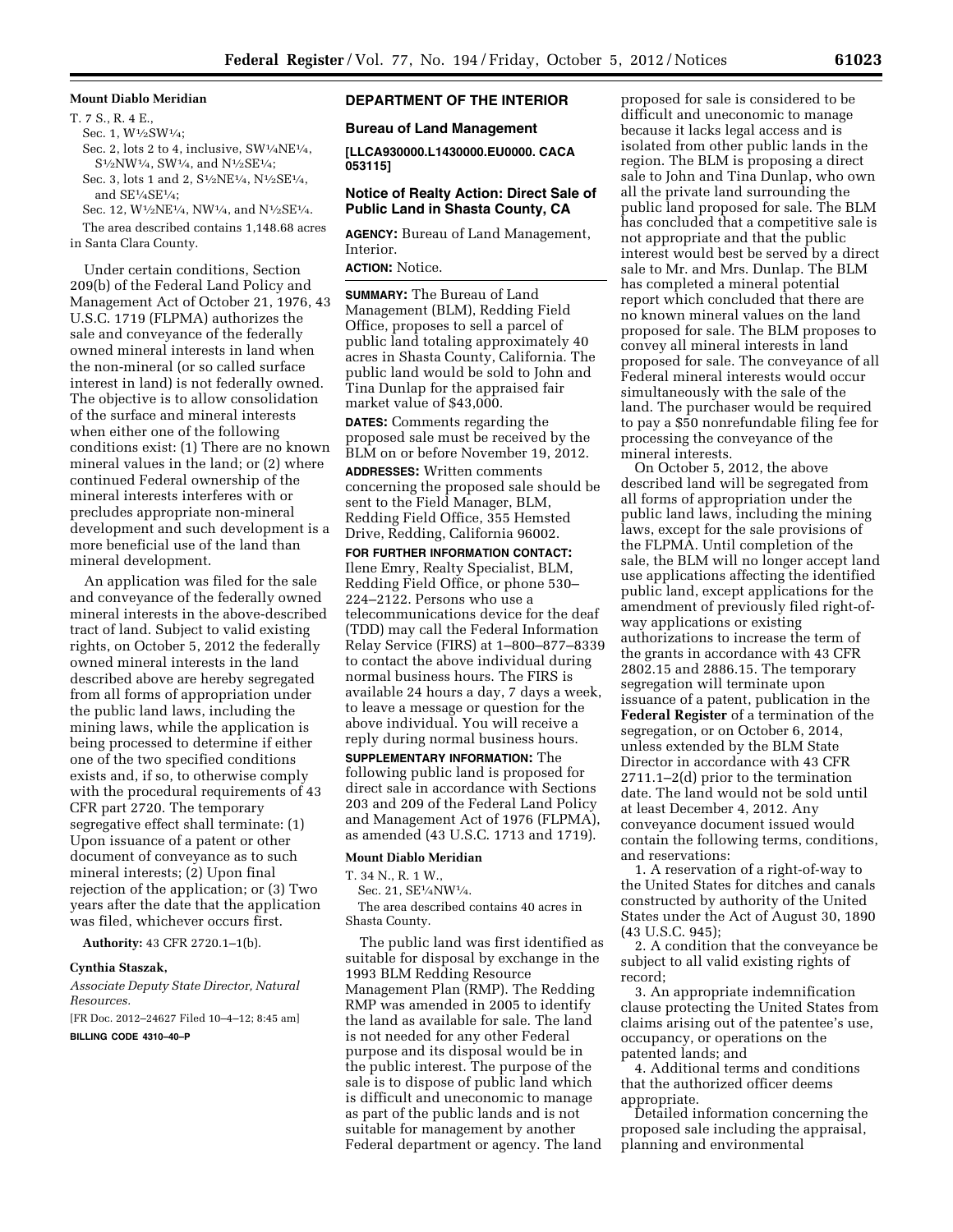**Mount Diablo Meridian**

T. 7 S., R. 4 E.,

Sec. 1, W½SW¼;

Sec. 2, lots 2 to 4, inclusive, SW¼NE¼, S½NW¼, SW¼, and N½SE¼;

Sec. 3, lots 1 and 2, S½NE¼, N½SE¼, and SE¼SE¼;

Sec. 12, W½NE¼, NW¼, and N½SE¼.

The area described contains 1,148.68 acres in Santa Clara County.

Under certain conditions, Section 209(b) of the Federal Land Policy and Management Act of October 21, 1976, 43 U.S.C. 1719 (FLPMA) authorizes the sale and conveyance of the federally owned mineral interests in land when the non-mineral (or so called surface interest in land) is not federally owned. The objective is to allow consolidation of the surface and mineral interests when either one of the following conditions exist: (1) There are no known mineral values in the land; or (2) where continued Federal ownership of the mineral interests interferes with or precludes appropriate non-mineral development and such development is a more beneficial use of the land than mineral development.

An application was filed for the sale and conveyance of the federally owned mineral interests in the above-described tract of land. Subject to valid existing rights, on October 5, 2012 the federally owned mineral interests in the land described above are hereby segregated from all forms of appropriation under the public land laws, including the mining laws, while the application is being processed to determine if either one of the two specified conditions exists and, if so, to otherwise comply with the procedural requirements of 43 CFR part 2720. The temporary segregative effect shall terminate: (1) Upon issuance of a patent or other document of conveyance as to such mineral interests; (2) Upon final rejection of the application; or (3) Two years after the date that the application was filed, whichever occurs first.

**Authority:** 43 CFR 2720.1–1(b).

**Cynthia Staszak,**

*Associate Deputy State Director, Natural Resources.*

[FR Doc. 2012–24627 Filed 10–4–12; 8:45 am]

**BILLING CODE 4310–40–P**

## DEPARTMENT OF THE INTERIOR

### Bureau of Land Management

**[LLCA930000.L1430000.EU0000. CACA 053115]**

### Notice of Realty Action: Direct Sale of Public Land in Shasta County, CA

**AGENCY:** Bureau of Land Management, Interior.

**ACTION:** Notice.

**SUMMARY:** The Bureau of Land Management (BLM), Redding Field Office, proposes to sell a parcel of public land totaling approximately 40 acres in Shasta County, California. The public land would be sold to John and Tina Dunlap for the appraised fair market value of $43,000.

**DATES:** Comments regarding the proposed sale must be received by the BLM on or before November 19, 2012.

**ADDRESSES:** Written comments concerning the proposed sale should be sent to the Field Manager, BLM, Redding Field Office, 355 Hemsted Drive, Redding, California 96002.

**FOR FURTHER INFORMATION CONTACT:** Ilene Emry, Realty Specialist, BLM, Redding Field Office, or phone 530–224–2122. Persons who use a telecommunications device for the deaf (TDD) may call the Federal Information Relay Service (FIRS) at 1–800–877–8339 to contact the above individual during normal business hours. The FIRS is available 24 hours a day, 7 days a week, to leave a message or question for the above individual. You will receive a reply during normal business hours.

**SUPPLEMENTARY INFORMATION:** The following public land is proposed for direct sale in accordance with Sections 203 and 209 of the Federal Land Policy and Management Act of 1976 (FLPMA), as amended (43 U.S.C. 1713 and 1719).

**Mount Diablo Meridian**

T. 34 N., R. 1 W.,

Sec. 21, SE¼NW¼.

The area described contains 40 acres in Shasta County.

The public land was first identified as suitable for disposal by exchange in the 1993 BLM Redding Resource Management Plan (RMP). The Redding RMP was amended in 2005 to identify the land as available for sale. The land is not needed for any other Federal purpose and its disposal would be in the public interest. The purpose of the sale is to dispose of public land which is difficult and uneconomic to manage as part of the public lands and is not suitable for management by another Federal department or agency. The land proposed for sale is considered to be difficult and uneconomic to manage because it lacks legal access and is isolated from other public lands in the region. The BLM is proposing a direct sale to John and Tina Dunlap, who own all the private land surrounding the public land proposed for sale. The BLM has concluded that a competitive sale is not appropriate and that the public interest would best be served by a direct sale to Mr. and Mrs. Dunlap. The BLM has completed a mineral potential report which concluded that there are no known mineral values on the land proposed for sale. The BLM proposes to convey all mineral interests in land proposed for sale. The conveyance of all Federal mineral interests would occur simultaneously with the sale of the land. The purchaser would be required to pay a $50 nonrefundable filing fee for processing the conveyance of the mineral interests.

On October 5, 2012, the above described land will be segregated from all forms of appropriation under the public land laws, including the mining laws, except for the sale provisions of the FLPMA. Until completion of the sale, the BLM will no longer accept land use applications affecting the identified public land, except applications for the amendment of previously filed right-of-way applications or existing authorizations to increase the term of the grants in accordance with 43 CFR 2802.15 and 2886.15. The temporary segregation will terminate upon issuance of a patent, publication in the **Federal Register** of a termination of the segregation, or on October 6, 2014, unless extended by the BLM State Director in accordance with 43 CFR 2711.1–2(d) prior to the termination date. The land would not be sold until at least December 4, 2012. Any conveyance document issued would contain the following terms, conditions, and reservations:

1. A reservation of a right-of-way to the United States for ditches and canals constructed by authority of the United States under the Act of August 30, 1890 (43 U.S.C. 945);

2. A condition that the conveyance be subject to all valid existing rights of record;

3. An appropriate indemnification clause protecting the United States from claims arising out of the patentee's use, occupancy, or operations on the patented lands; and

4. Additional terms and conditions that the authorized officer deems appropriate.

Detailed information concerning the proposed sale including the appraisal, planning and environmental